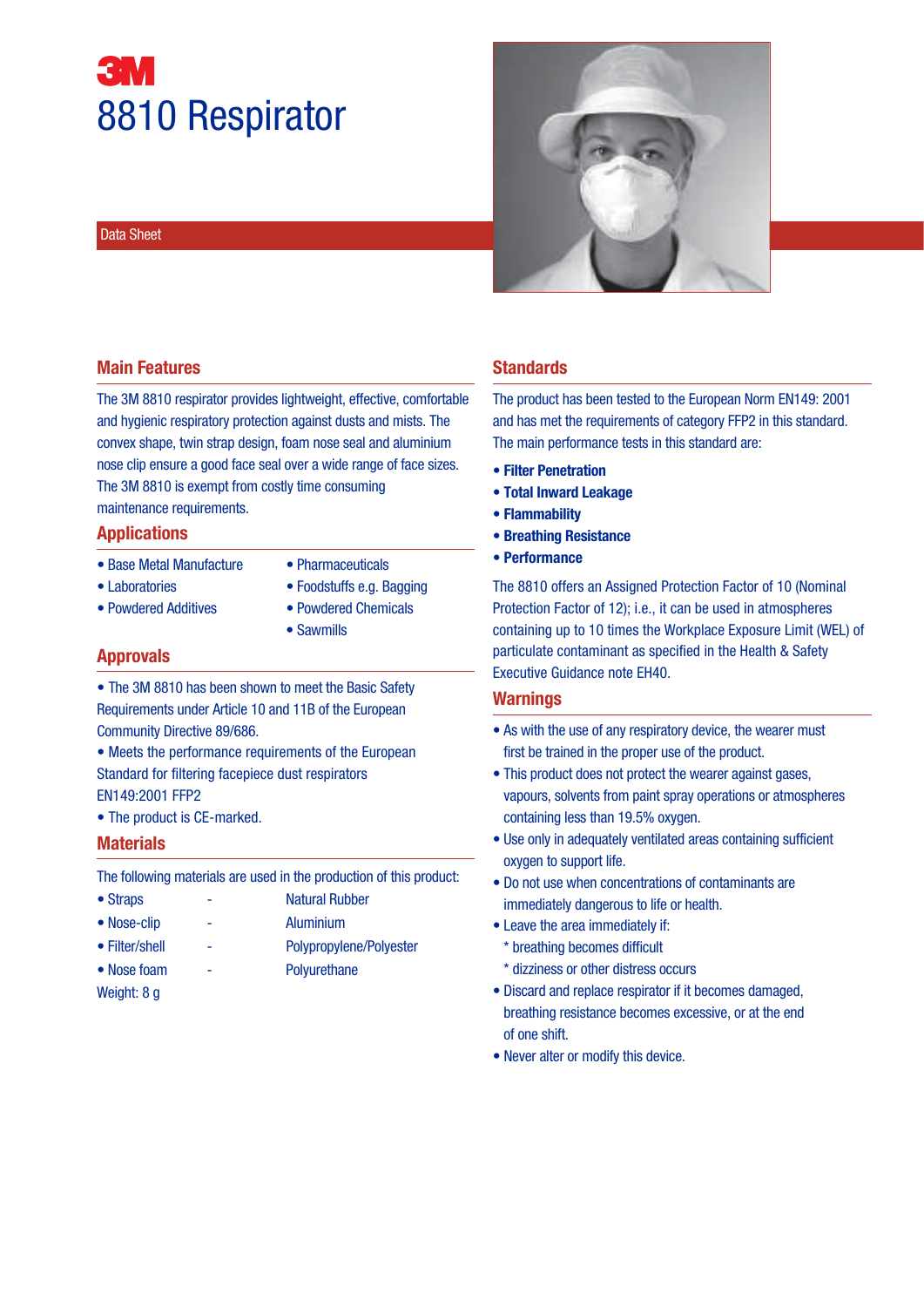# 3M

# 8810 Respirator

Data Sheet

## Main Features

The 3M 8810 respirator provides lightweight, effective, comfortable and hygienic respiratory protection against dusts and mists. The convex shape, twin strap design, foam nose seal and aluminium nose clip ensure a good face seal over a wide range of face sizes. The 3M 8810 is exempt from costly time consuming maintenance requirements.

## Applications

- Base Metal Manufacture
- Laboratories
- Powdered Additives
- Pharmaceuticals
- Foodstuffs e.g. Bagging
- Powdered Chemicals
- Sawmills

## Approvals

- The 3M 8810 has been shown to meet the Basic Safety Requirements under Article 10 and 11B of the European Community Directive 89/686.
- Meets the performance requirements of the European Standard for filtering facepiece dust respirators EN149:2001 FFP2
- The product is CE-marked.

## Materials

The following materials are used in the production of this product:

- Straps - Natural Rubber
- Nose-clip - Aluminium
- Filter/shell - Polypropylene/Polyester
- Nose foam - Polyurethane

Weight: 8 g

## Standards

The product has been tested to the European Norm EN149: 2001 and has met the requirements of category FFP2 in this standard. The main performance tests in this standard are:

- **Filter Penetration**
- **Total Inward Leakage**
- **Flammability**
- **Breathing Resistance**
- **Performance**

The 8810 offers an Assigned Protection Factor of 10 (Nominal Protection Factor of 12); i.e., it can be used in atmospheres containing up to 10 times the Workplace Exposure Limit (WEL) of particulate contaminant as specified in the Health & Safety Executive Guidance note EH40.

## Warnings

- As with the use of any respiratory device, the wearer must first be trained in the proper use of the product.
- This product does not protect the wearer against gases, vapours, solvents from paint spray operations or atmospheres containing less than 19.5% oxygen.
- Use only in adequately ventilated areas containing sufficient oxygen to support life.
- Do not use when concentrations of contaminants are immediately dangerous to life or health.
- Leave the area immediately if:
  - * breathing becomes difficult
  - * dizziness or other distress occurs
- Discard and replace respirator if it becomes damaged, breathing resistance becomes excessive, or at the end of one shift.
- Never alter or modify this device.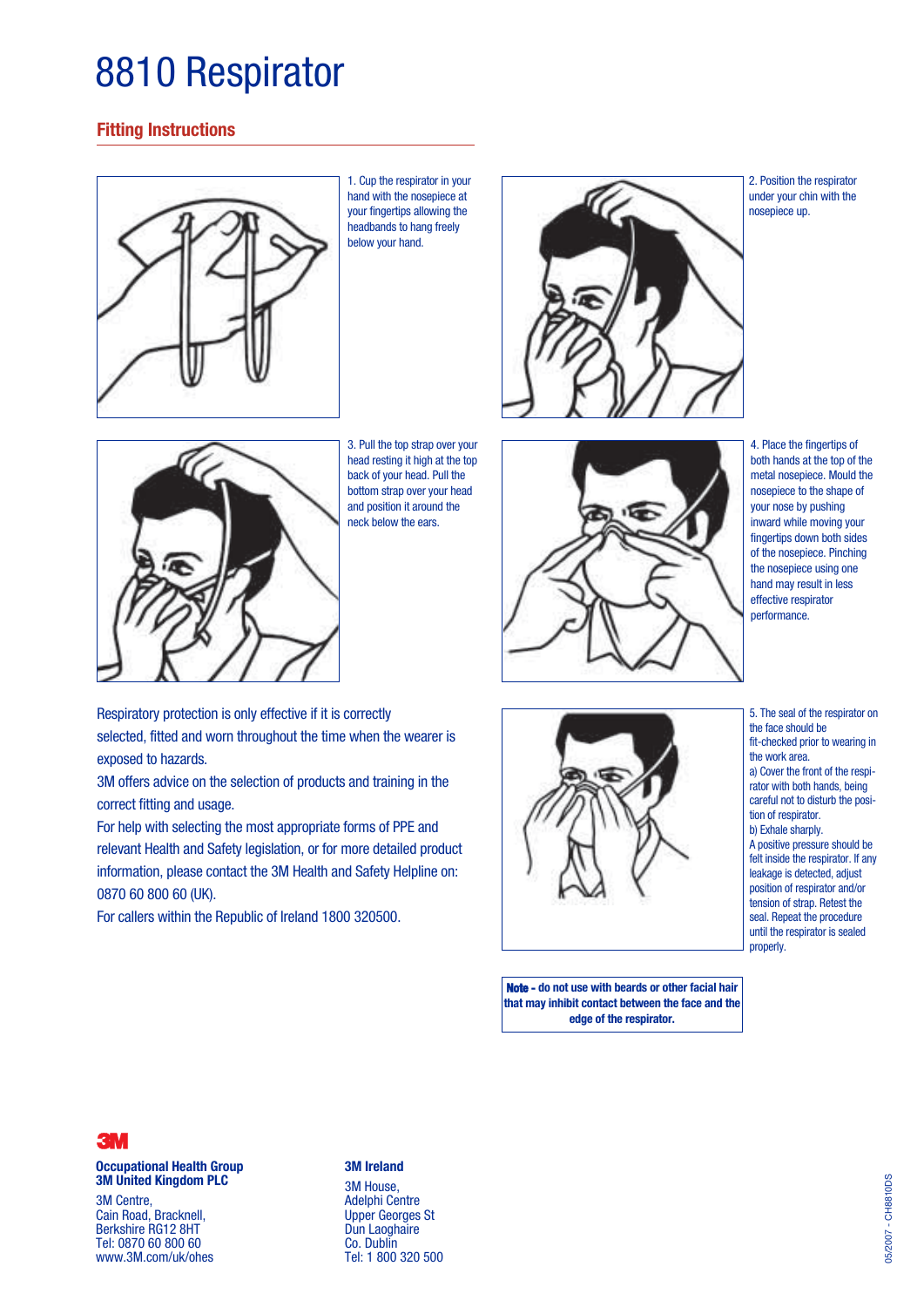# 8810 Respirator

## Fitting Instructions

1. Cup the respirator in your hand with the nosepiece at your fingertips allowing the headbands to hang freely below your hand.

2. Position the respirator under your chin with the nosepiece up.

3. Pull the top strap over your head resting it high at the top back of your head. Pull the bottom strap over your head and position it around the neck below the ears.

4. Place the fingertips of both hands at the top of the metal nosepiece. Mould the nosepiece to the shape of your nose by pushing inward while moving your fingertips down both sides of the nosepiece. Pinching the nosepiece using one hand may result in less effective respirator performance.

5. The seal of the respirator on the face should be fit-checked prior to wearing in the work area.
a) Cover the front of the respirator with both hands, being careful not to disturb the position of respirator.
b) Exhale sharply.
A positive pressure should be felt inside the respirator. If any leakage is detected, adjust position of respirator and/or tension of strap. Retest the seal. Repeat the procedure until the respirator is sealed properly.

**Note - do not use with beards or other facial hair that may inhibit contact between the face and the edge of the respirator.**

Respiratory protection is only effective if it is correctly selected, fitted and worn throughout the time when the wearer is exposed to hazards.

3M offers advice on the selection of products and training in the correct fitting and usage.

For help with selecting the most appropriate forms of PPE and relevant Health and Safety legislation, or for more detailed product information, please contact the 3M Health and Safety Helpline on: 0870 60 800 60 (UK).

For callers within the Republic of Ireland 1800 320500.

3M

**Occupational Health Group**
**3M United Kingdom PLC**

3M Centre,
Cain Road, Bracknell,
Berkshire RG12 8HT
Tel: 0870 60 800 60
www.3M.com/uk/ohes

**3M Ireland**

3M House,
Adelphi Centre
Upper Georges St
Dun Laoghaire
Co. Dublin
Tel: 1 800 320 500

05/2007 - CH8810DS